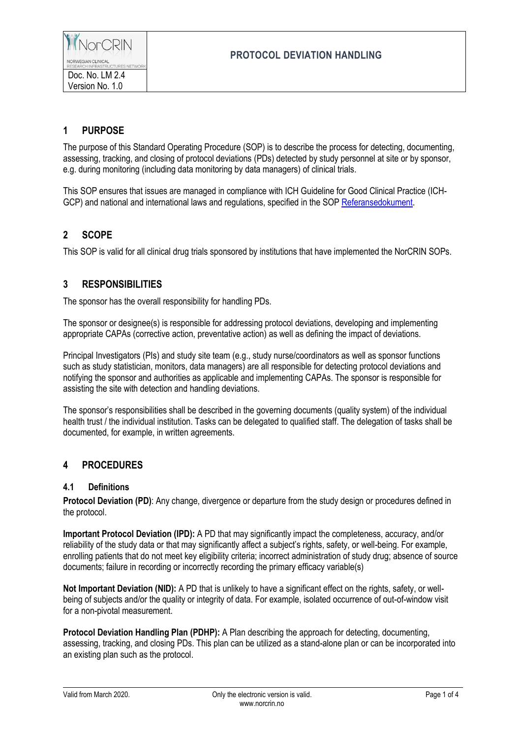# PROTOCOL DEVIATION HANDLING

Doc. No. LM 2.4
Version No. 1.0

## 1 PURPOSE

The purpose of this Standard Operating Procedure (SOP) is to describe the process for detecting, documenting, assessing, tracking, and closing of protocol deviations (PDs) detected by study personnel at site or by sponsor, e.g. during monitoring (including data monitoring by data managers) of clinical trials.

This SOP ensures that issues are managed in compliance with ICH Guideline for Good Clinical Practice (ICH-GCP) and national and international laws and regulations, specified in the SOP Referansedokument.

## 2 SCOPE

This SOP is valid for all clinical drug trials sponsored by institutions that have implemented the NorCRIN SOPs.

## 3 RESPONSIBILITIES

The sponsor has the overall responsibility for handling PDs.

The sponsor or designee(s) is responsible for addressing protocol deviations, developing and implementing appropriate CAPAs (corrective action, preventative action) as well as defining the impact of deviations.

Principal Investigators (PIs) and study site team (e.g., study nurse/coordinators as well as sponsor functions such as study statistician, monitors, data managers) are all responsible for detecting protocol deviations and notifying the sponsor and authorities as applicable and implementing CAPAs. The sponsor is responsible for assisting the site with detection and handling deviations.

The sponsor's responsibilities shall be described in the governing documents (quality system) of the individual health trust / the individual institution. Tasks can be delegated to qualified staff. The delegation of tasks shall be documented, for example, in written agreements.

## 4 PROCEDURES

### 4.1 Definitions

**Protocol Deviation (PD)**: Any change, divergence or departure from the study design or procedures defined in the protocol.

**Important Protocol Deviation (IPD):** A PD that may significantly impact the completeness, accuracy, and/or reliability of the study data or that may significantly affect a subject's rights, safety, or well-being. For example, enrolling patients that do not meet key eligibility criteria; incorrect administration of study drug; absence of source documents; failure in recording or incorrectly recording the primary efficacy variable(s)

**Not Important Deviation (NID):** A PD that is unlikely to have a significant effect on the rights, safety, or well-being of subjects and/or the quality or integrity of data. For example, isolated occurrence of out-of-window visit for a non-pivotal measurement.

**Protocol Deviation Handling Plan (PDHP):** A Plan describing the approach for detecting, documenting, assessing, tracking, and closing PDs. This plan can be utilized as a stand-alone plan or can be incorporated into an existing plan such as the protocol.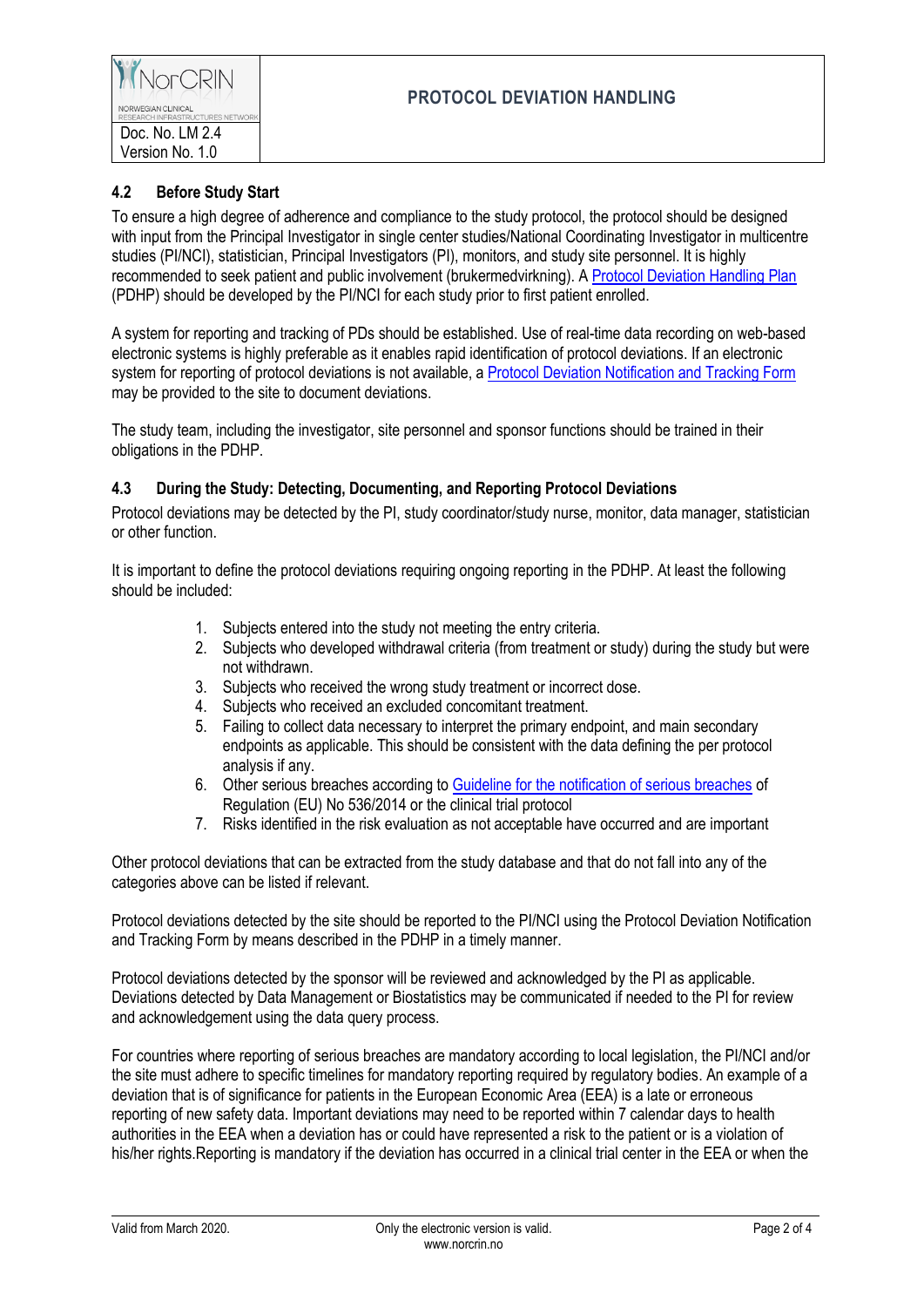### 4.2 Before Study Start

To ensure a high degree of adherence and compliance to the study protocol, the protocol should be designed with input from the Principal Investigator in single center studies/National Coordinating Investigator in multicentre studies (PI/NCI), statistician, Principal Investigators (PI), monitors, and study site personnel. It is highly recommended to seek patient and public involvement (brukermedvirkning). A Protocol Deviation Handling Plan (PDHP) should be developed by the PI/NCI for each study prior to first patient enrolled.

A system for reporting and tracking of PDs should be established. Use of real-time data recording on web-based electronic systems is highly preferable as it enables rapid identification of protocol deviations. If an electronic system for reporting of protocol deviations is not available, a Protocol Deviation Notification and Tracking Form may be provided to the site to document deviations.

The study team, including the investigator, site personnel and sponsor functions should be trained in their obligations in the PDHP.

### 4.3 During the Study: Detecting, Documenting, and Reporting Protocol Deviations

Protocol deviations may be detected by the PI, study coordinator/study nurse, monitor, data manager, statistician or other function.

It is important to define the protocol deviations requiring ongoing reporting in the PDHP. At least the following should be included:

1. Subjects entered into the study not meeting the entry criteria.
2. Subjects who developed withdrawal criteria (from treatment or study) during the study but were not withdrawn.
3. Subjects who received the wrong study treatment or incorrect dose.
4. Subjects who received an excluded concomitant treatment.
5. Failing to collect data necessary to interpret the primary endpoint, and main secondary endpoints as applicable. This should be consistent with the data defining the per protocol analysis if any.
6. Other serious breaches according to Guideline for the notification of serious breaches of Regulation (EU) No 536/2014 or the clinical trial protocol
7. Risks identified in the risk evaluation as not acceptable have occurred and are important

Other protocol deviations that can be extracted from the study database and that do not fall into any of the categories above can be listed if relevant.

Protocol deviations detected by the site should be reported to the PI/NCI using the Protocol Deviation Notification and Tracking Form by means described in the PDHP in a timely manner.

Protocol deviations detected by the sponsor will be reviewed and acknowledged by the PI as applicable. Deviations detected by Data Management or Biostatistics may be communicated if needed to the PI for review and acknowledgement using the data query process.

For countries where reporting of serious breaches are mandatory according to local legislation, the PI/NCI and/or the site must adhere to specific timelines for mandatory reporting required by regulatory bodies. An example of a deviation that is of significance for patients in the European Economic Area (EEA) is a late or erroneous reporting of new safety data. Important deviations may need to be reported within 7 calendar days to health authorities in the EEA when a deviation has or could have represented a risk to the patient or is a violation of his/her rights.Reporting is mandatory if the deviation has occurred in a clinical trial center in the EEA or when the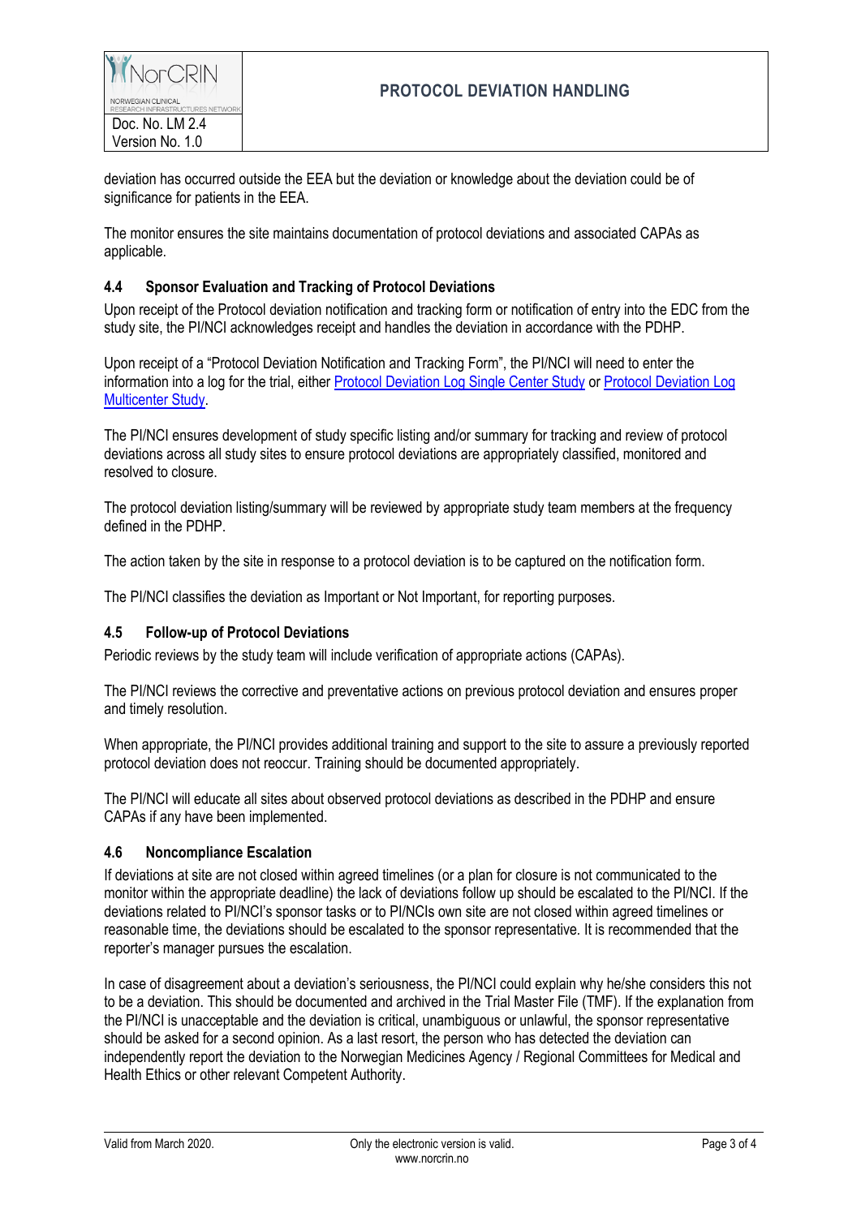deviation has occurred outside the EEA but the deviation or knowledge about the deviation could be of significance for patients in the EEA.

The monitor ensures the site maintains documentation of protocol deviations and associated CAPAs as applicable.

### 4.4 Sponsor Evaluation and Tracking of Protocol Deviations

Upon receipt of the Protocol deviation notification and tracking form or notification of entry into the EDC from the study site, the PI/NCI acknowledges receipt and handles the deviation in accordance with the PDHP.

Upon receipt of a "Protocol Deviation Notification and Tracking Form", the PI/NCI will need to enter the information into a log for the trial, either Protocol Deviation Log Single Center Study or Protocol Deviation Log Multicenter Study.

The PI/NCI ensures development of study specific listing and/or summary for tracking and review of protocol deviations across all study sites to ensure protocol deviations are appropriately classified, monitored and resolved to closure.

The protocol deviation listing/summary will be reviewed by appropriate study team members at the frequency defined in the PDHP.

The action taken by the site in response to a protocol deviation is to be captured on the notification form.

The PI/NCI classifies the deviation as Important or Not Important, for reporting purposes.

### 4.5 Follow-up of Protocol Deviations

Periodic reviews by the study team will include verification of appropriate actions (CAPAs).

The PI/NCI reviews the corrective and preventative actions on previous protocol deviation and ensures proper and timely resolution.

When appropriate, the PI/NCI provides additional training and support to the site to assure a previously reported protocol deviation does not reoccur. Training should be documented appropriately.

The PI/NCI will educate all sites about observed protocol deviations as described in the PDHP and ensure CAPAs if any have been implemented.

### 4.6 Noncompliance Escalation

If deviations at site are not closed within agreed timelines (or a plan for closure is not communicated to the monitor within the appropriate deadline) the lack of deviations follow up should be escalated to the PI/NCI. If the deviations related to PI/NCI's sponsor tasks or to PI/NCIs own site are not closed within agreed timelines or reasonable time, the deviations should be escalated to the sponsor representative. It is recommended that the reporter's manager pursues the escalation.

In case of disagreement about a deviation's seriousness, the PI/NCI could explain why he/she considers this not to be a deviation. This should be documented and archived in the Trial Master File (TMF). If the explanation from the PI/NCI is unacceptable and the deviation is critical, unambiguous or unlawful, the sponsor representative should be asked for a second opinion. As a last resort, the person who has detected the deviation can independently report the deviation to the Norwegian Medicines Agency / Regional Committees for Medical and Health Ethics or other relevant Competent Authority.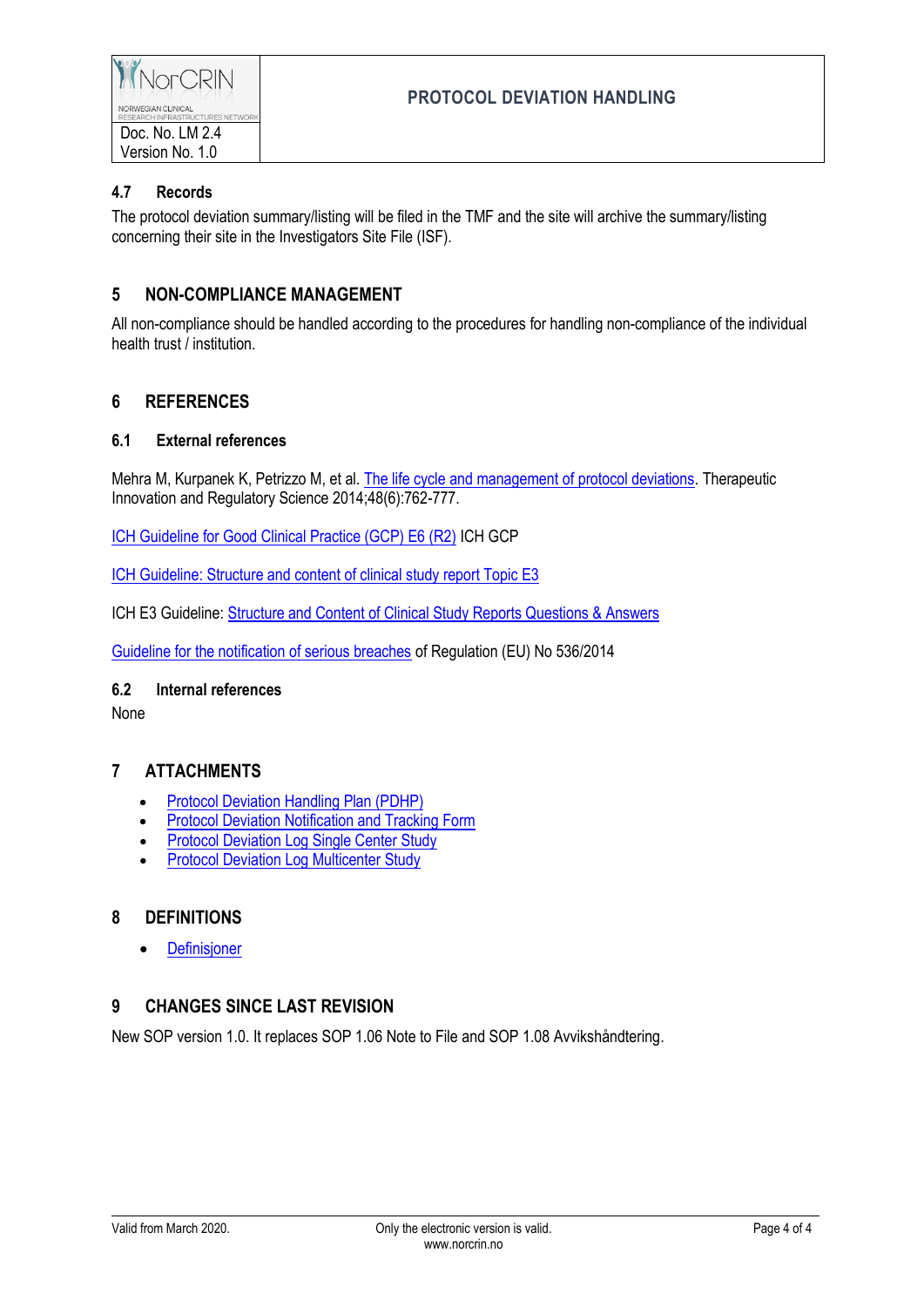### 4.7 Records

The protocol deviation summary/listing will be filed in the TMF and the site will archive the summary/listing concerning their site in the Investigators Site File (ISF).

## 5 NON-COMPLIANCE MANAGEMENT

All non-compliance should be handled according to the procedures for handling non-compliance of the individual health trust / institution.

## 6 REFERENCES

### 6.1 External references

Mehra M, Kurpanek K, Petrizzo M, et al. The life cycle and management of protocol deviations. Therapeutic Innovation and Regulatory Science 2014;48(6):762-777.

ICH Guideline for Good Clinical Practice (GCP) E6 (R2) ICH GCP

ICH Guideline: Structure and content of clinical study report Topic E3

ICH E3 Guideline: Structure and Content of Clinical Study Reports Questions & Answers

Guideline for the notification of serious breaches of Regulation (EU) No 536/2014

### 6.2 Internal references

None

## 7 ATTACHMENTS

- Protocol Deviation Handling Plan (PDHP)
- Protocol Deviation Notification and Tracking Form
- Protocol Deviation Log Single Center Study
- Protocol Deviation Log Multicenter Study

## 8 DEFINITIONS

- Definisjoner

## 9 CHANGES SINCE LAST REVISION

New SOP version 1.0. It replaces SOP 1.06 Note to File and SOP 1.08 Avvikshåndtering.